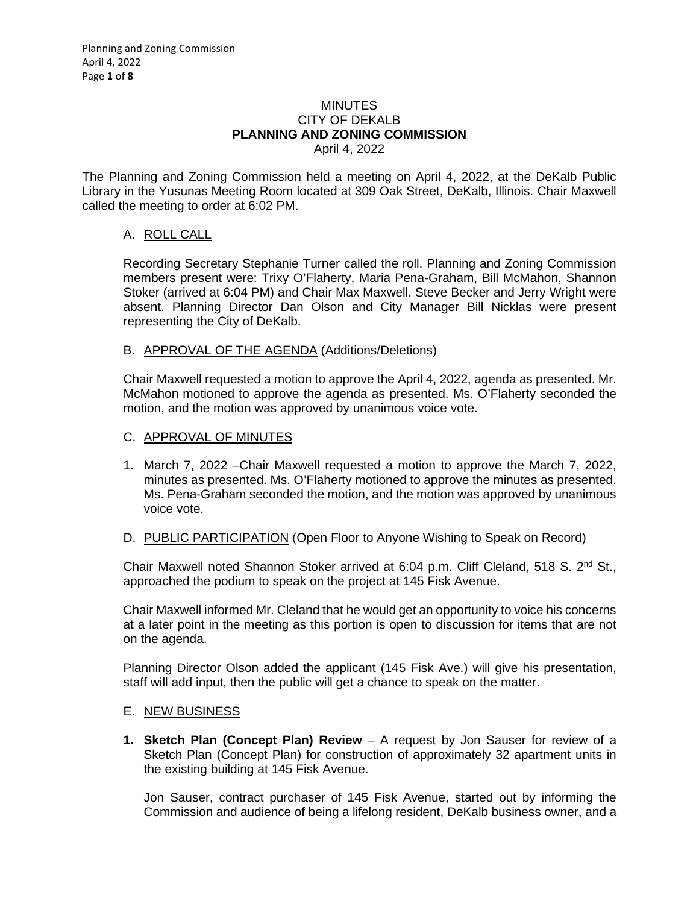# MINUTES
# CITY OF DEKALB
# PLANNING AND ZONING COMMISSION
April 4, 2022

The Planning and Zoning Commission held a meeting on April 4, 2022, at the DeKalb Public Library in the Yusunas Meeting Room located at 309 Oak Street, DeKalb, Illinois. Chair Maxwell called the meeting to order at 6:02 PM.

## A. ROLL CALL

Recording Secretary Stephanie Turner called the roll. Planning and Zoning Commission members present were: Trixy O'Flaherty, Maria Pena-Graham, Bill McMahon, Shannon Stoker (arrived at 6:04 PM) and Chair Max Maxwell. Steve Becker and Jerry Wright were absent. Planning Director Dan Olson and City Manager Bill Nicklas were present representing the City of DeKalb.

## B. APPROVAL OF THE AGENDA (Additions/Deletions)

Chair Maxwell requested a motion to approve the April 4, 2022, agenda as presented. Mr. McMahon motioned to approve the agenda as presented. Ms. O'Flaherty seconded the motion, and the motion was approved by unanimous voice vote.

## C. APPROVAL OF MINUTES

1. March 7, 2022 –Chair Maxwell requested a motion to approve the March 7, 2022, minutes as presented. Ms. O'Flaherty motioned to approve the minutes as presented. Ms. Pena-Graham seconded the motion, and the motion was approved by unanimous voice vote.

## D. PUBLIC PARTICIPATION (Open Floor to Anyone Wishing to Speak on Record)

Chair Maxwell noted Shannon Stoker arrived at 6:04 p.m. Cliff Cleland, 518 S. 2nd St., approached the podium to speak on the project at 145 Fisk Avenue.

Chair Maxwell informed Mr. Cleland that he would get an opportunity to voice his concerns at a later point in the meeting as this portion is open to discussion for items that are not on the agenda.

Planning Director Olson added the applicant (145 Fisk Ave.) will give his presentation, staff will add input, then the public will get a chance to speak on the matter.

## E. NEW BUSINESS

1. **Sketch Plan (Concept Plan) Review** – A request by Jon Sauser for review of a Sketch Plan (Concept Plan) for construction of approximately 32 apartment units in the existing building at 145 Fisk Avenue.

   Jon Sauser, contract purchaser of 145 Fisk Avenue, started out by informing the Commission and audience of being a lifelong resident, DeKalb business owner, and a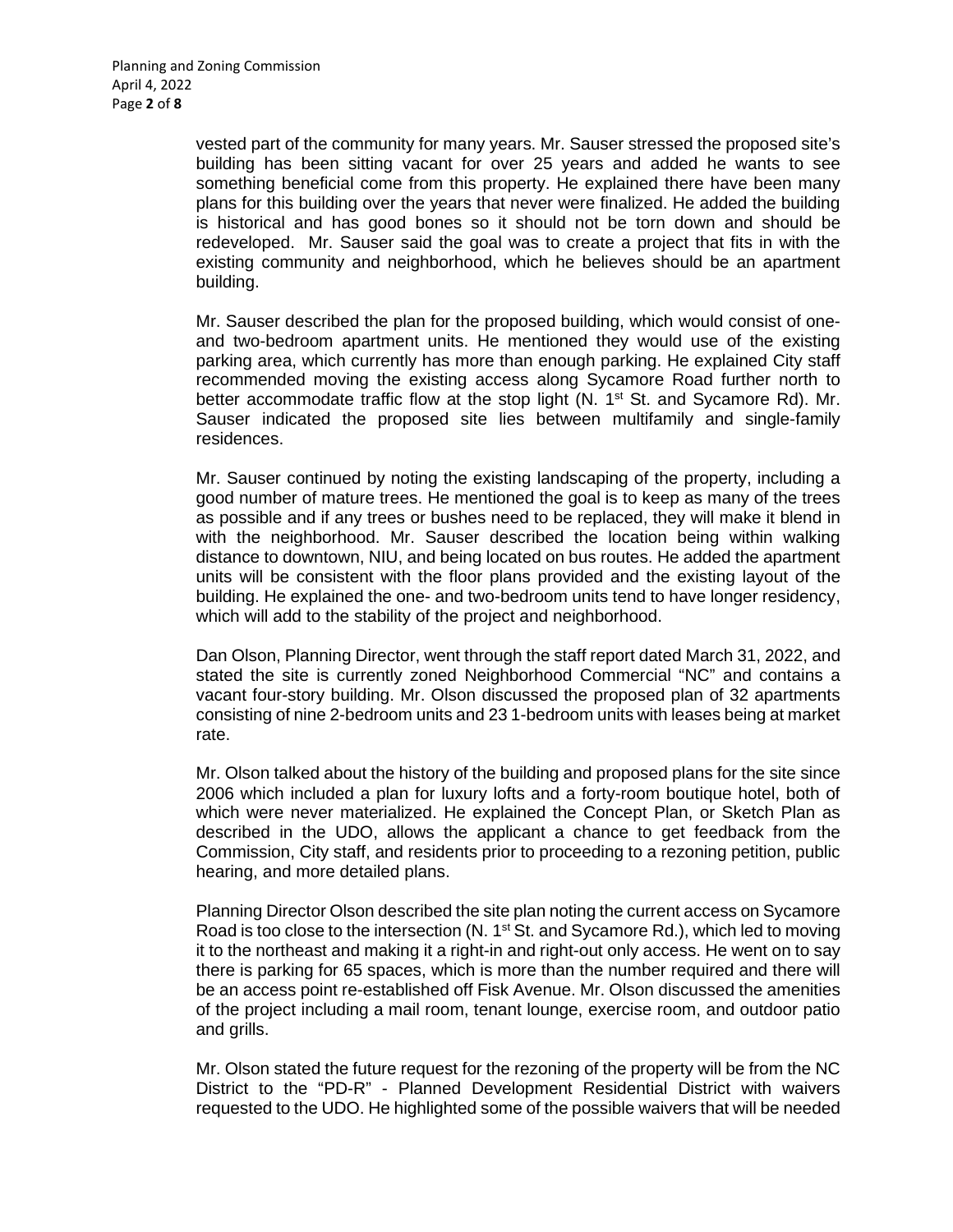vested part of the community for many years. Mr. Sauser stressed the proposed site's building has been sitting vacant for over 25 years and added he wants to see something beneficial come from this property. He explained there have been many plans for this building over the years that never were finalized. He added the building is historical and has good bones so it should not be torn down and should be redeveloped. Mr. Sauser said the goal was to create a project that fits in with the existing community and neighborhood, which he believes should be an apartment building.

Mr. Sauser described the plan for the proposed building, which would consist of one- and two-bedroom apartment units. He mentioned they would use of the existing parking area, which currently has more than enough parking. He explained City staff recommended moving the existing access along Sycamore Road further north to better accommodate traffic flow at the stop light (N. 1st St. and Sycamore Rd). Mr. Sauser indicated the proposed site lies between multifamily and single-family residences.

Mr. Sauser continued by noting the existing landscaping of the property, including a good number of mature trees. He mentioned the goal is to keep as many of the trees as possible and if any trees or bushes need to be replaced, they will make it blend in with the neighborhood. Mr. Sauser described the location being within walking distance to downtown, NIU, and being located on bus routes. He added the apartment units will be consistent with the floor plans provided and the existing layout of the building. He explained the one- and two-bedroom units tend to have longer residency, which will add to the stability of the project and neighborhood.

Dan Olson, Planning Director, went through the staff report dated March 31, 2022, and stated the site is currently zoned Neighborhood Commercial "NC" and contains a vacant four-story building. Mr. Olson discussed the proposed plan of 32 apartments consisting of nine 2-bedroom units and 23 1-bedroom units with leases being at market rate.

Mr. Olson talked about the history of the building and proposed plans for the site since 2006 which included a plan for luxury lofts and a forty-room boutique hotel, both of which were never materialized. He explained the Concept Plan, or Sketch Plan as described in the UDO, allows the applicant a chance to get feedback from the Commission, City staff, and residents prior to proceeding to a rezoning petition, public hearing, and more detailed plans.

Planning Director Olson described the site plan noting the current access on Sycamore Road is too close to the intersection (N. 1st St. and Sycamore Rd.), which led to moving it to the northeast and making it a right-in and right-out only access. He went on to say there is parking for 65 spaces, which is more than the number required and there will be an access point re-established off Fisk Avenue. Mr. Olson discussed the amenities of the project including a mail room, tenant lounge, exercise room, and outdoor patio and grills.

Mr. Olson stated the future request for the rezoning of the property will be from the NC District to the "PD-R" - Planned Development Residential District with waivers requested to the UDO. He highlighted some of the possible waivers that will be needed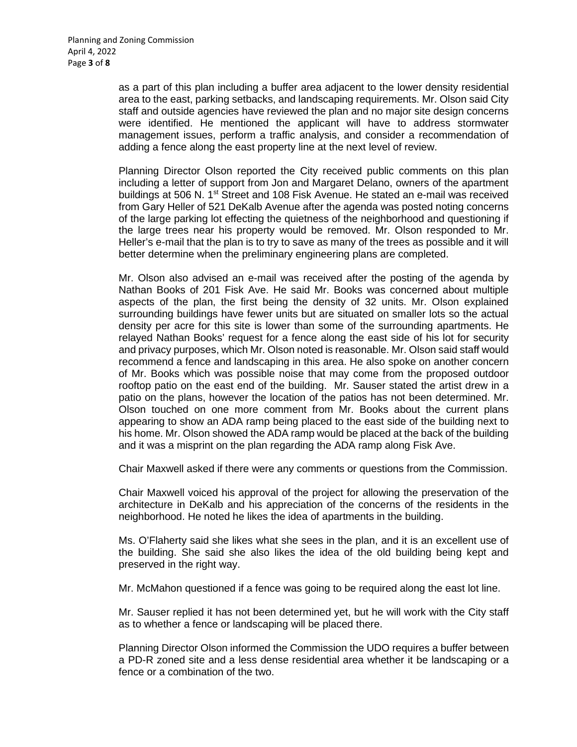as a part of this plan including a buffer area adjacent to the lower density residential area to the east, parking setbacks, and landscaping requirements. Mr. Olson said City staff and outside agencies have reviewed the plan and no major site design concerns were identified. He mentioned the applicant will have to address stormwater management issues, perform a traffic analysis, and consider a recommendation of adding a fence along the east property line at the next level of review.

Planning Director Olson reported the City received public comments on this plan including a letter of support from Jon and Margaret Delano, owners of the apartment buildings at 506 N. 1st Street and 108 Fisk Avenue. He stated an e-mail was received from Gary Heller of 521 DeKalb Avenue after the agenda was posted noting concerns of the large parking lot effecting the quietness of the neighborhood and questioning if the large trees near his property would be removed. Mr. Olson responded to Mr. Heller's e-mail that the plan is to try to save as many of the trees as possible and it will better determine when the preliminary engineering plans are completed.

Mr. Olson also advised an e-mail was received after the posting of the agenda by Nathan Books of 201 Fisk Ave. He said Mr. Books was concerned about multiple aspects of the plan, the first being the density of 32 units. Mr. Olson explained surrounding buildings have fewer units but are situated on smaller lots so the actual density per acre for this site is lower than some of the surrounding apartments. He relayed Nathan Books' request for a fence along the east side of his lot for security and privacy purposes, which Mr. Olson noted is reasonable. Mr. Olson said staff would recommend a fence and landscaping in this area. He also spoke on another concern of Mr. Books which was possible noise that may come from the proposed outdoor rooftop patio on the east end of the building. Mr. Sauser stated the artist drew in a patio on the plans, however the location of the patios has not been determined. Mr. Olson touched on one more comment from Mr. Books about the current plans appearing to show an ADA ramp being placed to the east side of the building next to his home. Mr. Olson showed the ADA ramp would be placed at the back of the building and it was a misprint on the plan regarding the ADA ramp along Fisk Ave.

Chair Maxwell asked if there were any comments or questions from the Commission.

Chair Maxwell voiced his approval of the project for allowing the preservation of the architecture in DeKalb and his appreciation of the concerns of the residents in the neighborhood. He noted he likes the idea of apartments in the building.

Ms. O'Flaherty said she likes what she sees in the plan, and it is an excellent use of the building. She said she also likes the idea of the old building being kept and preserved in the right way.

Mr. McMahon questioned if a fence was going to be required along the east lot line.

Mr. Sauser replied it has not been determined yet, but he will work with the City staff as to whether a fence or landscaping will be placed there.

Planning Director Olson informed the Commission the UDO requires a buffer between a PD-R zoned site and a less dense residential area whether it be landscaping or a fence or a combination of the two.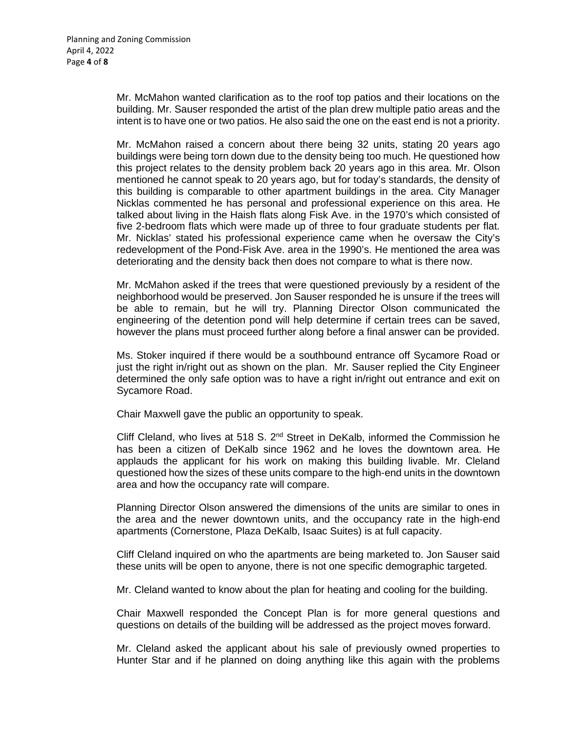Mr. McMahon wanted clarification as to the roof top patios and their locations on the building. Mr. Sauser responded the artist of the plan drew multiple patio areas and the intent is to have one or two patios. He also said the one on the east end is not a priority.

Mr. McMahon raised a concern about there being 32 units, stating 20 years ago buildings were being torn down due to the density being too much. He questioned how this project relates to the density problem back 20 years ago in this area. Mr. Olson mentioned he cannot speak to 20 years ago, but for today's standards, the density of this building is comparable to other apartment buildings in the area. City Manager Nicklas commented he has personal and professional experience on this area. He talked about living in the Haish flats along Fisk Ave. in the 1970's which consisted of five 2-bedroom flats which were made up of three to four graduate students per flat. Mr. Nicklas' stated his professional experience came when he oversaw the City's redevelopment of the Pond-Fisk Ave. area in the 1990's. He mentioned the area was deteriorating and the density back then does not compare to what is there now.

Mr. McMahon asked if the trees that were questioned previously by a resident of the neighborhood would be preserved. Jon Sauser responded he is unsure if the trees will be able to remain, but he will try. Planning Director Olson communicated the engineering of the detention pond will help determine if certain trees can be saved, however the plans must proceed further along before a final answer can be provided.

Ms. Stoker inquired if there would be a southbound entrance off Sycamore Road or just the right in/right out as shown on the plan. Mr. Sauser replied the City Engineer determined the only safe option was to have a right in/right out entrance and exit on Sycamore Road.

Chair Maxwell gave the public an opportunity to speak.

Cliff Cleland, who lives at 518 S. 2nd Street in DeKalb, informed the Commission he has been a citizen of DeKalb since 1962 and he loves the downtown area. He applauds the applicant for his work on making this building livable. Mr. Cleland questioned how the sizes of these units compare to the high-end units in the downtown area and how the occupancy rate will compare.

Planning Director Olson answered the dimensions of the units are similar to ones in the area and the newer downtown units, and the occupancy rate in the high-end apartments (Cornerstone, Plaza DeKalb, Isaac Suites) is at full capacity.

Cliff Cleland inquired on who the apartments are being marketed to. Jon Sauser said these units will be open to anyone, there is not one specific demographic targeted.

Mr. Cleland wanted to know about the plan for heating and cooling for the building.

Chair Maxwell responded the Concept Plan is for more general questions and questions on details of the building will be addressed as the project moves forward.

Mr. Cleland asked the applicant about his sale of previously owned properties to Hunter Star and if he planned on doing anything like this again with the problems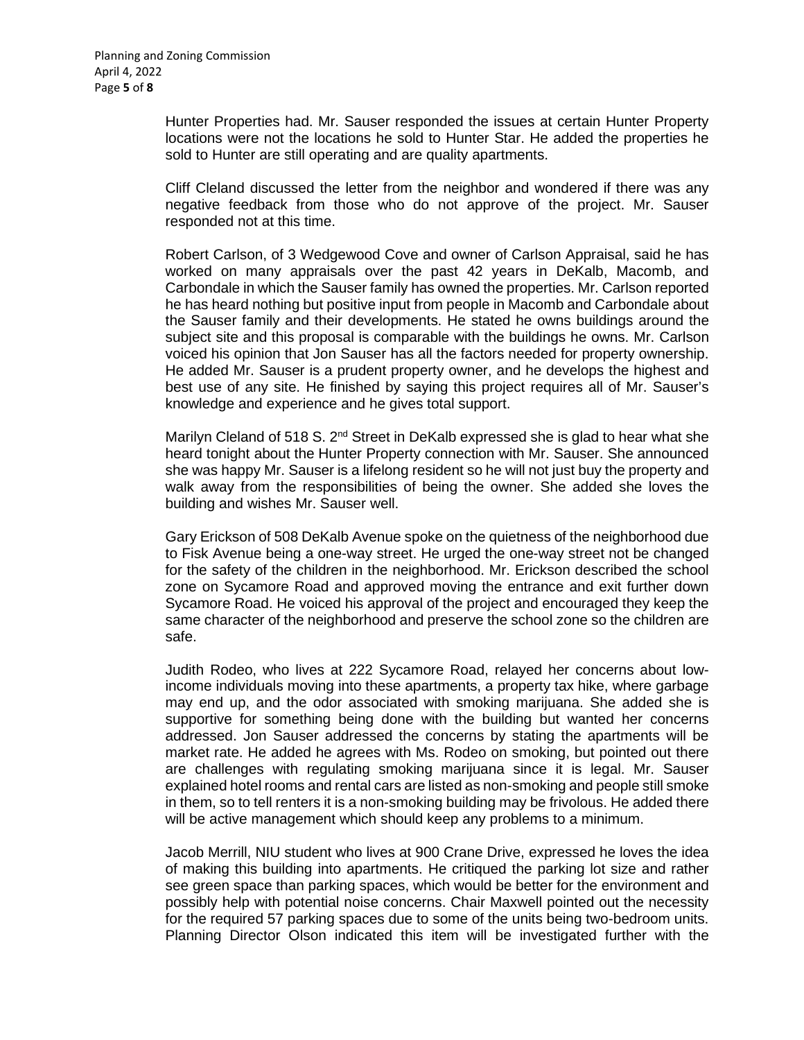Hunter Properties had. Mr. Sauser responded the issues at certain Hunter Property locations were not the locations he sold to Hunter Star. He added the properties he sold to Hunter are still operating and are quality apartments.

Cliff Cleland discussed the letter from the neighbor and wondered if there was any negative feedback from those who do not approve of the project. Mr. Sauser responded not at this time.

Robert Carlson, of 3 Wedgewood Cove and owner of Carlson Appraisal, said he has worked on many appraisals over the past 42 years in DeKalb, Macomb, and Carbondale in which the Sauser family has owned the properties. Mr. Carlson reported he has heard nothing but positive input from people in Macomb and Carbondale about the Sauser family and their developments. He stated he owns buildings around the subject site and this proposal is comparable with the buildings he owns. Mr. Carlson voiced his opinion that Jon Sauser has all the factors needed for property ownership. He added Mr. Sauser is a prudent property owner, and he develops the highest and best use of any site. He finished by saying this project requires all of Mr. Sauser's knowledge and experience and he gives total support.

Marilyn Cleland of 518 S. 2nd Street in DeKalb expressed she is glad to hear what she heard tonight about the Hunter Property connection with Mr. Sauser. She announced she was happy Mr. Sauser is a lifelong resident so he will not just buy the property and walk away from the responsibilities of being the owner. She added she loves the building and wishes Mr. Sauser well.

Gary Erickson of 508 DeKalb Avenue spoke on the quietness of the neighborhood due to Fisk Avenue being a one-way street. He urged the one-way street not be changed for the safety of the children in the neighborhood. Mr. Erickson described the school zone on Sycamore Road and approved moving the entrance and exit further down Sycamore Road. He voiced his approval of the project and encouraged they keep the same character of the neighborhood and preserve the school zone so the children are safe.

Judith Rodeo, who lives at 222 Sycamore Road, relayed her concerns about low-income individuals moving into these apartments, a property tax hike, where garbage may end up, and the odor associated with smoking marijuana. She added she is supportive for something being done with the building but wanted her concerns addressed. Jon Sauser addressed the concerns by stating the apartments will be market rate. He added he agrees with Ms. Rodeo on smoking, but pointed out there are challenges with regulating smoking marijuana since it is legal. Mr. Sauser explained hotel rooms and rental cars are listed as non-smoking and people still smoke in them, so to tell renters it is a non-smoking building may be frivolous. He added there will be active management which should keep any problems to a minimum.

Jacob Merrill, NIU student who lives at 900 Crane Drive, expressed he loves the idea of making this building into apartments. He critiqued the parking lot size and rather see green space than parking spaces, which would be better for the environment and possibly help with potential noise concerns. Chair Maxwell pointed out the necessity for the required 57 parking spaces due to some of the units being two-bedroom units. Planning Director Olson indicated this item will be investigated further with the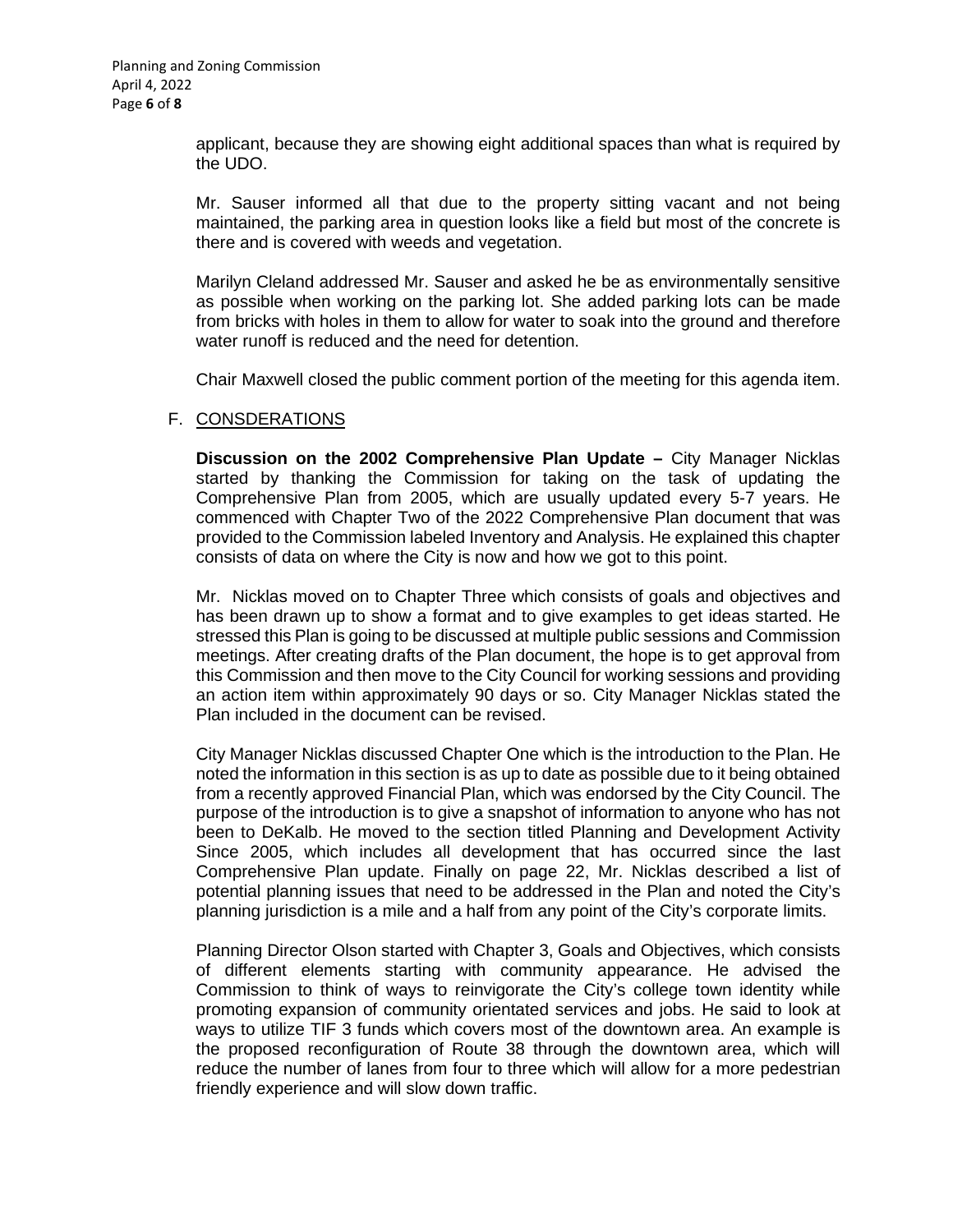applicant, because they are showing eight additional spaces than what is required by the UDO.

Mr. Sauser informed all that due to the property sitting vacant and not being maintained, the parking area in question looks like a field but most of the concrete is there and is covered with weeds and vegetation.

Marilyn Cleland addressed Mr. Sauser and asked he be as environmentally sensitive as possible when working on the parking lot. She added parking lots can be made from bricks with holes in them to allow for water to soak into the ground and therefore water runoff is reduced and the need for detention.

Chair Maxwell closed the public comment portion of the meeting for this agenda item.

F. CONSDERATIONS

**Discussion on the 2002 Comprehensive Plan Update –** City Manager Nicklas started by thanking the Commission for taking on the task of updating the Comprehensive Plan from 2005, which are usually updated every 5-7 years. He commenced with Chapter Two of the 2022 Comprehensive Plan document that was provided to the Commission labeled Inventory and Analysis. He explained this chapter consists of data on where the City is now and how we got to this point.

Mr. Nicklas moved on to Chapter Three which consists of goals and objectives and has been drawn up to show a format and to give examples to get ideas started. He stressed this Plan is going to be discussed at multiple public sessions and Commission meetings. After creating drafts of the Plan document, the hope is to get approval from this Commission and then move to the City Council for working sessions and providing an action item within approximately 90 days or so. City Manager Nicklas stated the Plan included in the document can be revised.

City Manager Nicklas discussed Chapter One which is the introduction to the Plan. He noted the information in this section is as up to date as possible due to it being obtained from a recently approved Financial Plan, which was endorsed by the City Council. The purpose of the introduction is to give a snapshot of information to anyone who has not been to DeKalb. He moved to the section titled Planning and Development Activity Since 2005, which includes all development that has occurred since the last Comprehensive Plan update. Finally on page 22, Mr. Nicklas described a list of potential planning issues that need to be addressed in the Plan and noted the City's planning jurisdiction is a mile and a half from any point of the City's corporate limits.

Planning Director Olson started with Chapter 3, Goals and Objectives, which consists of different elements starting with community appearance. He advised the Commission to think of ways to reinvigorate the City's college town identity while promoting expansion of community orientated services and jobs. He said to look at ways to utilize TIF 3 funds which covers most of the downtown area. An example is the proposed reconfiguration of Route 38 through the downtown area, which will reduce the number of lanes from four to three which will allow for a more pedestrian friendly experience and will slow down traffic.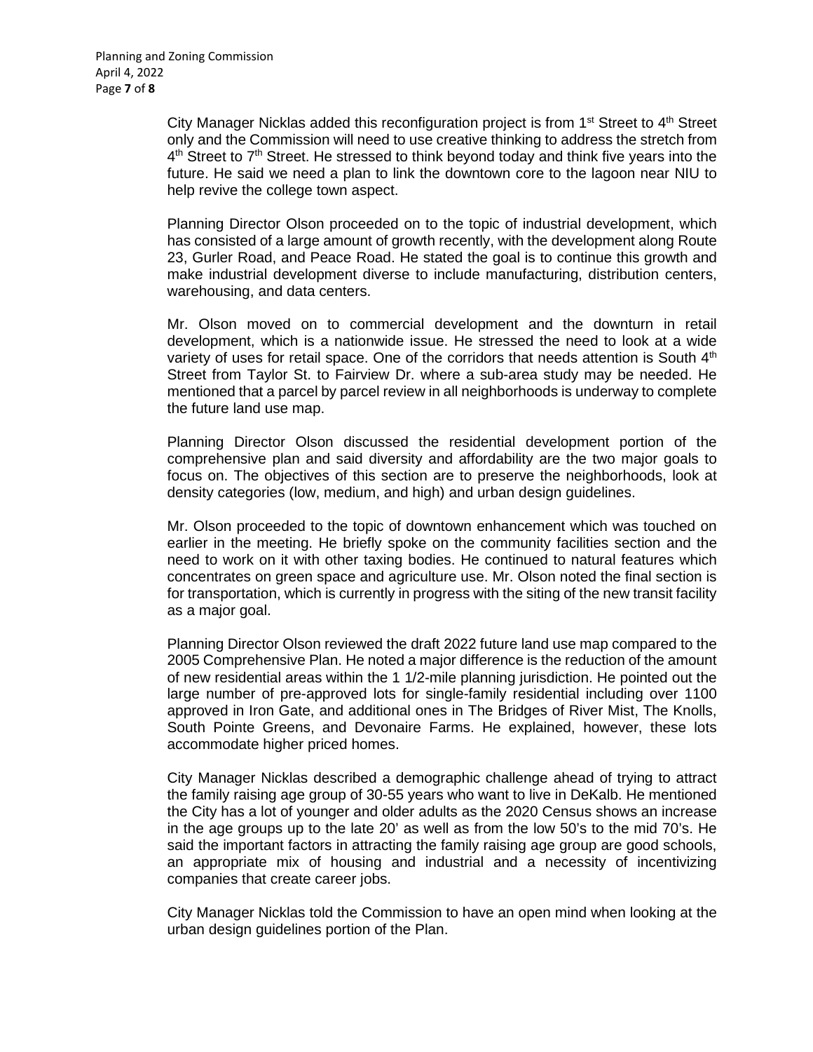City Manager Nicklas added this reconfiguration project is from 1st Street to 4th Street only and the Commission will need to use creative thinking to address the stretch from 4th Street to 7th Street. He stressed to think beyond today and think five years into the future. He said we need a plan to link the downtown core to the lagoon near NIU to help revive the college town aspect.

Planning Director Olson proceeded on to the topic of industrial development, which has consisted of a large amount of growth recently, with the development along Route 23, Gurler Road, and Peace Road. He stated the goal is to continue this growth and make industrial development diverse to include manufacturing, distribution centers, warehousing, and data centers.

Mr. Olson moved on to commercial development and the downturn in retail development, which is a nationwide issue. He stressed the need to look at a wide variety of uses for retail space. One of the corridors that needs attention is South 4th Street from Taylor St. to Fairview Dr. where a sub-area study may be needed. He mentioned that a parcel by parcel review in all neighborhoods is underway to complete the future land use map.

Planning Director Olson discussed the residential development portion of the comprehensive plan and said diversity and affordability are the two major goals to focus on. The objectives of this section are to preserve the neighborhoods, look at density categories (low, medium, and high) and urban design guidelines.

Mr. Olson proceeded to the topic of downtown enhancement which was touched on earlier in the meeting. He briefly spoke on the community facilities section and the need to work on it with other taxing bodies. He continued to natural features which concentrates on green space and agriculture use. Mr. Olson noted the final section is for transportation, which is currently in progress with the siting of the new transit facility as a major goal.

Planning Director Olson reviewed the draft 2022 future land use map compared to the 2005 Comprehensive Plan. He noted a major difference is the reduction of the amount of new residential areas within the 1 1/2-mile planning jurisdiction. He pointed out the large number of pre-approved lots for single-family residential including over 1100 approved in Iron Gate, and additional ones in The Bridges of River Mist, The Knolls, South Pointe Greens, and Devonaire Farms. He explained, however, these lots accommodate higher priced homes.

City Manager Nicklas described a demographic challenge ahead of trying to attract the family raising age group of 30-55 years who want to live in DeKalb. He mentioned the City has a lot of younger and older adults as the 2020 Census shows an increase in the age groups up to the late 20' as well as from the low 50's to the mid 70's. He said the important factors in attracting the family raising age group are good schools, an appropriate mix of housing and industrial and a necessity of incentivizing companies that create career jobs.

City Manager Nicklas told the Commission to have an open mind when looking at the urban design guidelines portion of the Plan.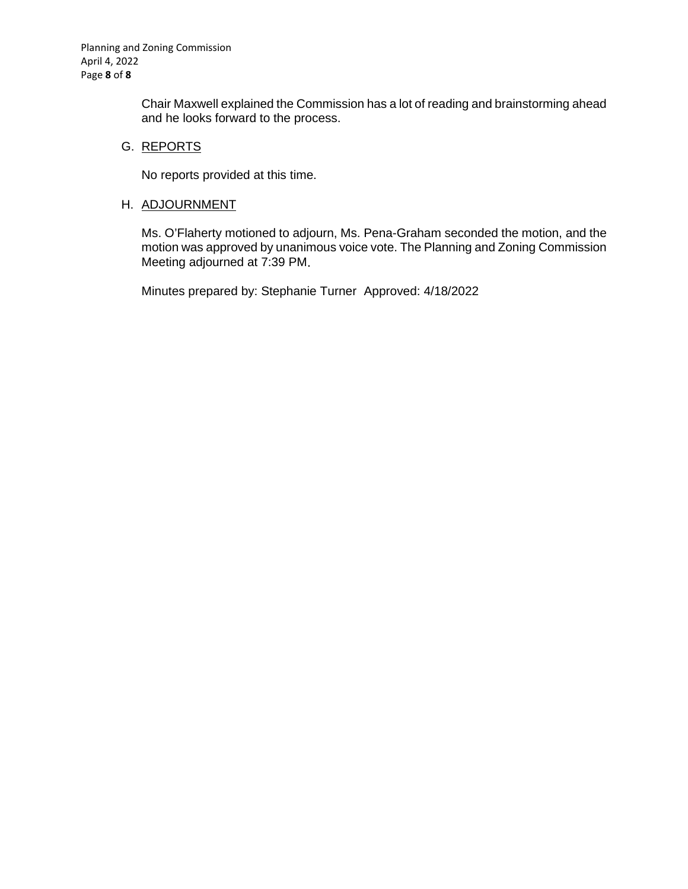Chair Maxwell explained the Commission has a lot of reading and brainstorming ahead and he looks forward to the process.

G. REPORTS

No reports provided at this time.

H. ADJOURNMENT

Ms. O'Flaherty motioned to adjourn, Ms. Pena-Graham seconded the motion, and the motion was approved by unanimous voice vote. The Planning and Zoning Commission Meeting adjourned at 7:39 PM.

Minutes prepared by: Stephanie Turner  Approved: 4/18/2022